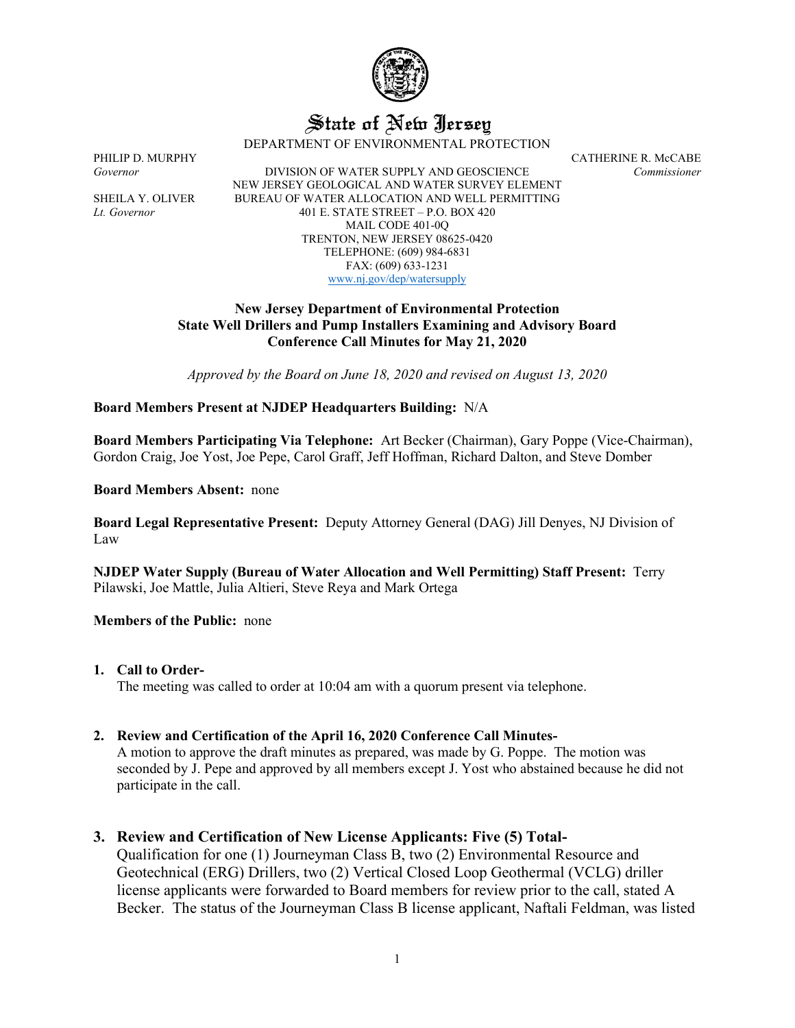# State of New Jersey

DEPARTMENT OF ENVIRONMENTAL PROTECTION

PHILIP D. MURPHY
*Governor*

SHEILA Y. OLIVER
*Lt. Governor*

DIVISION OF WATER SUPPLY AND GEOSCIENCE
NEW JERSEY GEOLOGICAL AND WATER SURVEY ELEMENT
BUREAU OF WATER ALLOCATION AND WELL PERMITTING
401 E. STATE STREET – P.O. BOX 420
MAIL CODE 401-0Q
TRENTON, NEW JERSEY 08625-0420
TELEPHONE: (609) 984-6831
FAX: (609) 633-1231
www.nj.gov/dep/watersupply

CATHERINE R. McCABE
*Commissioner*

**New Jersey Department of Environmental Protection**
**State Well Drillers and Pump Installers Examining and Advisory Board**
**Conference Call Minutes for May 21, 2020**

*Approved by the Board on June 18, 2020 and revised on August 13, 2020*

**Board Members Present at NJDEP Headquarters Building:** N/A

**Board Members Participating Via Telephone:** Art Becker (Chairman), Gary Poppe (Vice-Chairman), Gordon Craig, Joe Yost, Joe Pepe, Carol Graff, Jeff Hoffman, Richard Dalton, and Steve Domber

**Board Members Absent:** none

**Board Legal Representative Present:** Deputy Attorney General (DAG) Jill Denyes, NJ Division of Law

**NJDEP Water Supply (Bureau of Water Allocation and Well Permitting) Staff Present:** Terry Pilawski, Joe Mattle, Julia Altieri, Steve Reya and Mark Ortega

**Members of the Public:** none

1. **Call to Order-**
   The meeting was called to order at 10:04 am with a quorum present via telephone.

2. **Review and Certification of the April 16, 2020 Conference Call Minutes-**
   A motion to approve the draft minutes as prepared, was made by G. Poppe. The motion was seconded by J. Pepe and approved by all members except J. Yost who abstained because he did not participate in the call.

3. **Review and Certification of New License Applicants: Five (5) Total-**
   Qualification for one (1) Journeyman Class B, two (2) Environmental Resource and Geotechnical (ERG) Drillers, two (2) Vertical Closed Loop Geothermal (VCLG) driller license applicants were forwarded to Board members for review prior to the call, stated A Becker. The status of the Journeyman Class B license applicant, Naftali Feldman, was listed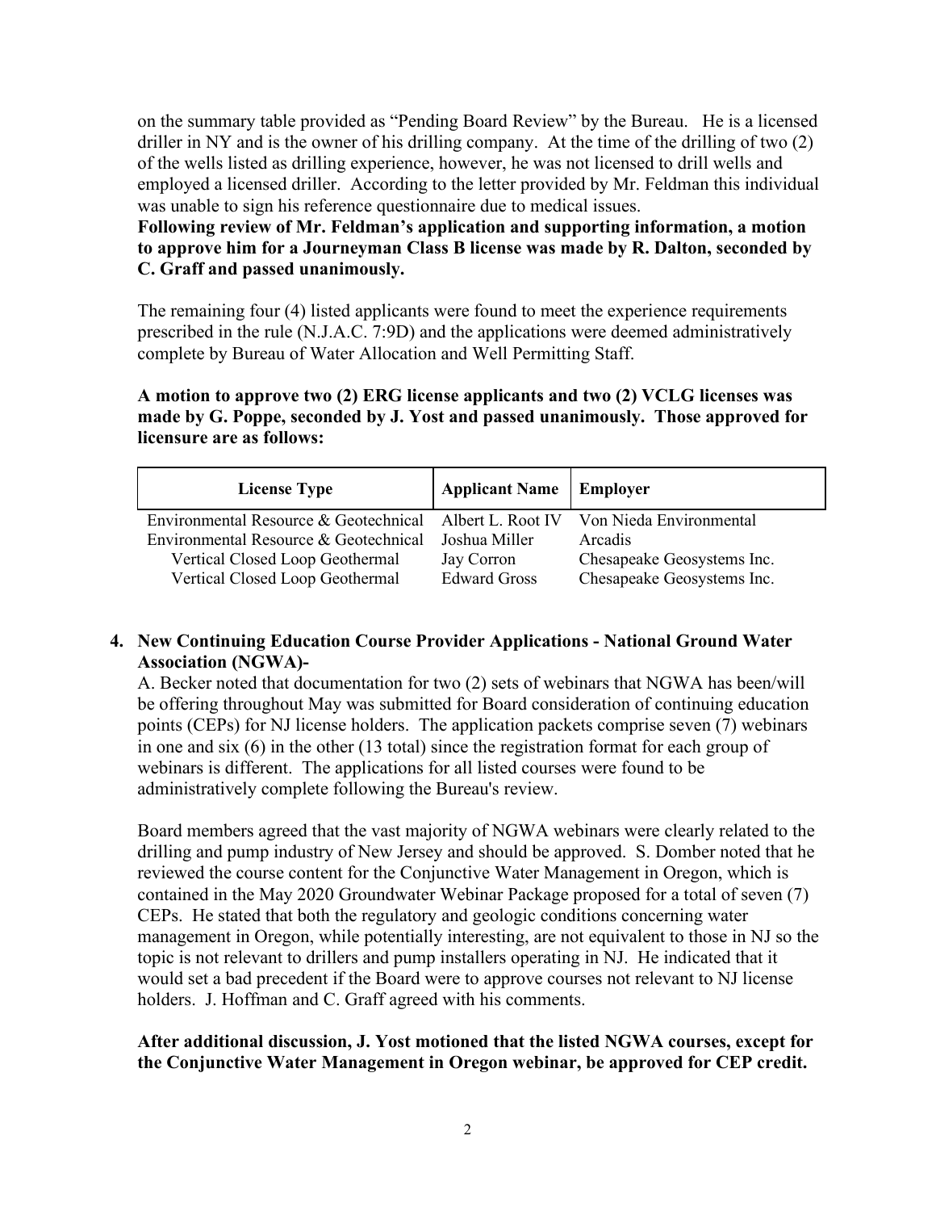on the summary table provided as "Pending Board Review" by the Bureau. He is a licensed driller in NY and is the owner of his drilling company. At the time of the drilling of two (2) of the wells listed as drilling experience, however, he was not licensed to drill wells and employed a licensed driller. According to the letter provided by Mr. Feldman this individual was unable to sign his reference questionnaire due to medical issues.

**Following review of Mr. Feldman's application and supporting information, a motion to approve him for a Journeyman Class B license was made by R. Dalton, seconded by C. Graff and passed unanimously.**

The remaining four (4) listed applicants were found to meet the experience requirements prescribed in the rule (N.J.A.C. 7:9D) and the applications were deemed administratively complete by Bureau of Water Allocation and Well Permitting Staff.

**A motion to approve two (2) ERG license applicants and two (2) VCLG licenses was made by G. Poppe, seconded by J. Yost and passed unanimously. Those approved for licensure are as follows:**

| License Type | Applicant Name | Employer |
|---|---|---|
| Environmental Resource & Geotechnical | Albert L. Root IV | Von Nieda Environmental |
| Environmental Resource & Geotechnical | Joshua Miller | Arcadis |
| Vertical Closed Loop Geothermal | Jay Corron | Chesapeake Geosystems Inc. |
| Vertical Closed Loop Geothermal | Edward Gross | Chesapeake Geosystems Inc. |

**4. New Continuing Education Course Provider Applications - National Ground Water Association (NGWA)-**

A. Becker noted that documentation for two (2) sets of webinars that NGWA has been/will be offering throughout May was submitted for Board consideration of continuing education points (CEPs) for NJ license holders. The application packets comprise seven (7) webinars in one and six (6) in the other (13 total) since the registration format for each group of webinars is different. The applications for all listed courses were found to be administratively complete following the Bureau's review.

Board members agreed that the vast majority of NGWA webinars were clearly related to the drilling and pump industry of New Jersey and should be approved. S. Domber noted that he reviewed the course content for the Conjunctive Water Management in Oregon, which is contained in the May 2020 Groundwater Webinar Package proposed for a total of seven (7) CEPs. He stated that both the regulatory and geologic conditions concerning water management in Oregon, while potentially interesting, are not equivalent to those in NJ so the topic is not relevant to drillers and pump installers operating in NJ. He indicated that it would set a bad precedent if the Board were to approve courses not relevant to NJ license holders. J. Hoffman and C. Graff agreed with his comments.

**After additional discussion, J. Yost motioned that the listed NGWA courses, except for the Conjunctive Water Management in Oregon webinar, be approved for CEP credit.**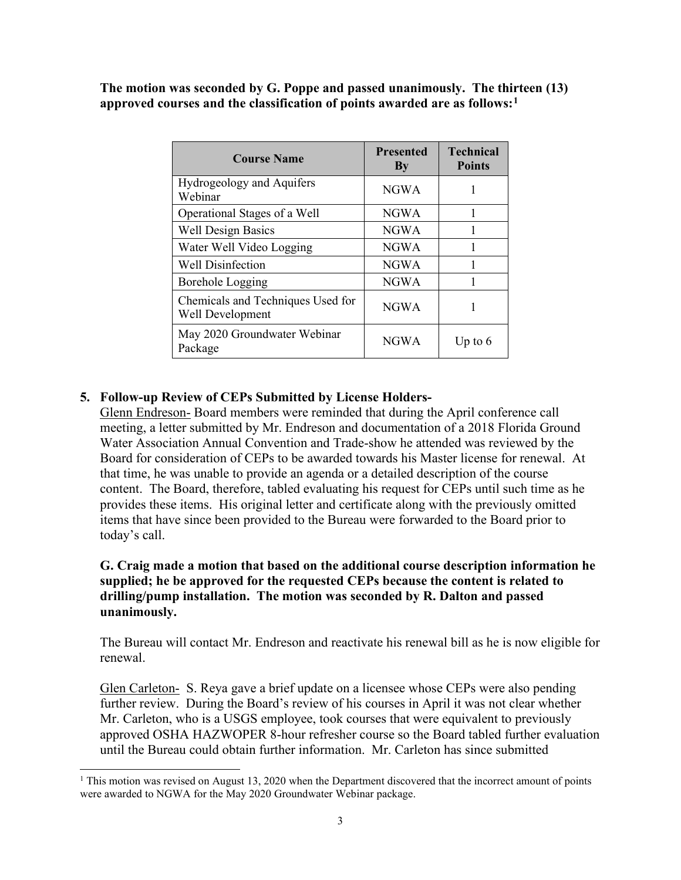**The motion was seconded by G. Poppe and passed unanimously. The thirteen (13) approved courses and the classification of points awarded are as follows:**[1]

| Course Name | Presented By | Technical Points |
|---|---|---|
| Hydrogeology and Aquifers Webinar | NGWA | 1 |
| Operational Stages of a Well | NGWA | 1 |
| Well Design Basics | NGWA | 1 |
| Water Well Video Logging | NGWA | 1 |
| Well Disinfection | NGWA | 1 |
| Borehole Logging | NGWA | 1 |
| Chemicals and Techniques Used for Well Development | NGWA | 1 |
| May 2020 Groundwater Webinar Package | NGWA | Up to 6 |

**5. Follow-up Review of CEPs Submitted by License Holders-**

Glenn Endreson- Board members were reminded that during the April conference call meeting, a letter submitted by Mr. Endreson and documentation of a 2018 Florida Ground Water Association Annual Convention and Trade-show he attended was reviewed by the Board for consideration of CEPs to be awarded towards his Master license for renewal. At that time, he was unable to provide an agenda or a detailed description of the course content. The Board, therefore, tabled evaluating his request for CEPs until such time as he provides these items. His original letter and certificate along with the previously omitted items that have since been provided to the Bureau were forwarded to the Board prior to today's call.

**G. Craig made a motion that based on the additional course description information he supplied; he be approved for the requested CEPs because the content is related to drilling/pump installation. The motion was seconded by R. Dalton and passed unanimously.**

The Bureau will contact Mr. Endreson and reactivate his renewal bill as he is now eligible for renewal.

Glen Carleton- S. Reya gave a brief update on a licensee whose CEPs were also pending further review. During the Board's review of his courses in April it was not clear whether Mr. Carleton, who is a USGS employee, took courses that were equivalent to previously approved OSHA HAZWOPER 8-hour refresher course so the Board tabled further evaluation until the Bureau could obtain further information. Mr. Carleton has since submitted

[1] This motion was revised on August 13, 2020 when the Department discovered that the incorrect amount of points were awarded to NGWA for the May 2020 Groundwater Webinar package.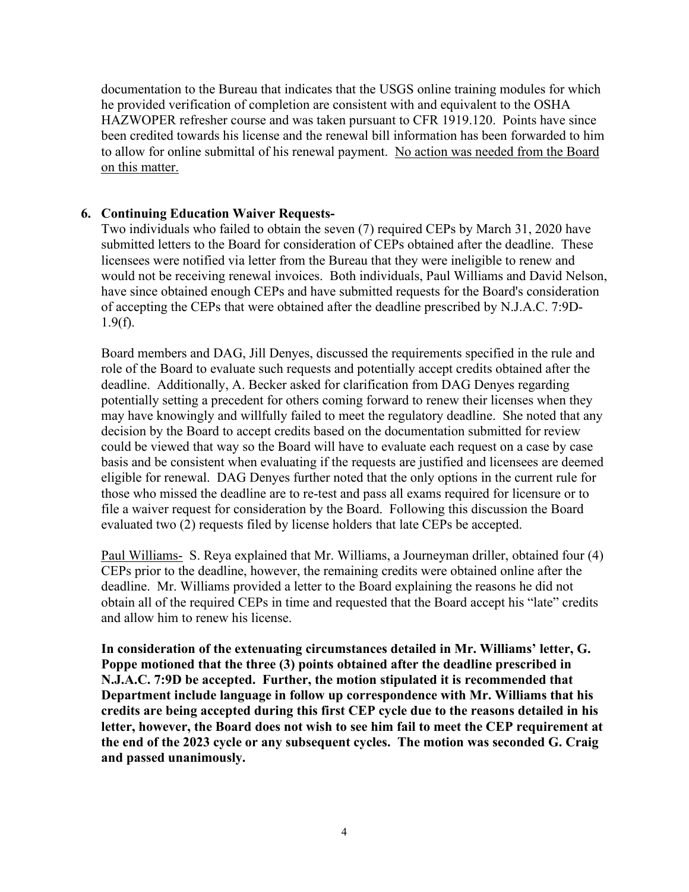documentation to the Bureau that indicates that the USGS online training modules for which he provided verification of completion are consistent with and equivalent to the OSHA HAZWOPER refresher course and was taken pursuant to CFR 1919.120. Points have since been credited towards his license and the renewal bill information has been forwarded to him to allow for online submittal of his renewal payment. <u>No action was needed from the Board on this matter.</u>

**6. Continuing Education Waiver Requests-**

Two individuals who failed to obtain the seven (7) required CEPs by March 31, 2020 have submitted letters to the Board for consideration of CEPs obtained after the deadline. These licensees were notified via letter from the Bureau that they were ineligible to renew and would not be receiving renewal invoices. Both individuals, Paul Williams and David Nelson, have since obtained enough CEPs and have submitted requests for the Board's consideration of accepting the CEPs that were obtained after the deadline prescribed by N.J.A.C. 7:9D-1.9(f).

Board members and DAG, Jill Denyes, discussed the requirements specified in the rule and role of the Board to evaluate such requests and potentially accept credits obtained after the deadline. Additionally, A. Becker asked for clarification from DAG Denyes regarding potentially setting a precedent for others coming forward to renew their licenses when they may have knowingly and willfully failed to meet the regulatory deadline. She noted that any decision by the Board to accept credits based on the documentation submitted for review could be viewed that way so the Board will have to evaluate each request on a case by case basis and be consistent when evaluating if the requests are justified and licensees are deemed eligible for renewal. DAG Denyes further noted that the only options in the current rule for those who missed the deadline are to re-test and pass all exams required for licensure or to file a waiver request for consideration by the Board. Following this discussion the Board evaluated two (2) requests filed by license holders that late CEPs be accepted.

<u>Paul Williams-</u> S. Reya explained that Mr. Williams, a Journeyman driller, obtained four (4) CEPs prior to the deadline, however, the remaining credits were obtained online after the deadline. Mr. Williams provided a letter to the Board explaining the reasons he did not obtain all of the required CEPs in time and requested that the Board accept his "late" credits and allow him to renew his license.

**In consideration of the extenuating circumstances detailed in Mr. Williams' letter, G. Poppe motioned that the three (3) points obtained after the deadline prescribed in N.J.A.C. 7:9D be accepted. Further, the motion stipulated it is recommended that Department include language in follow up correspondence with Mr. Williams that his credits are being accepted during this first CEP cycle due to the reasons detailed in his letter, however, the Board does not wish to see him fail to meet the CEP requirement at the end of the 2023 cycle or any subsequent cycles. The motion was seconded G. Craig and passed unanimously.**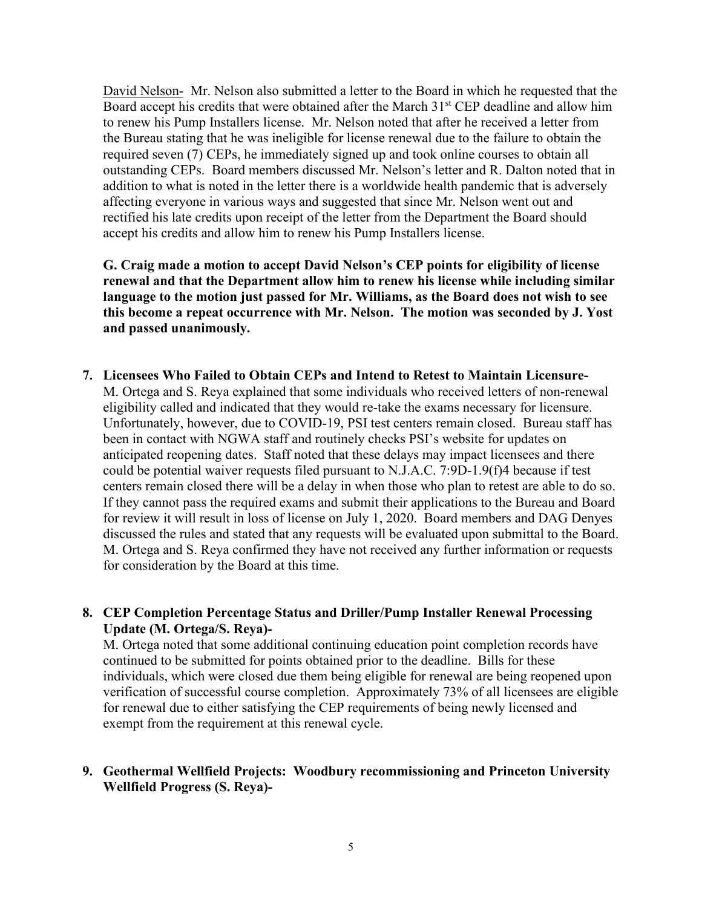David Nelson- Mr. Nelson also submitted a letter to the Board in which he requested that the Board accept his credits that were obtained after the March 31st CEP deadline and allow him to renew his Pump Installers license. Mr. Nelson noted that after he received a letter from the Bureau stating that he was ineligible for license renewal due to the failure to obtain the required seven (7) CEPs, he immediately signed up and took online courses to obtain all outstanding CEPs. Board members discussed Mr. Nelson's letter and R. Dalton noted that in addition to what is noted in the letter there is a worldwide health pandemic that is adversely affecting everyone in various ways and suggested that since Mr. Nelson went out and rectified his late credits upon receipt of the letter from the Department the Board should accept his credits and allow him to renew his Pump Installers license.

**G. Craig made a motion to accept David Nelson's CEP points for eligibility of license renewal and that the Department allow him to renew his license while including similar language to the motion just passed for Mr. Williams, as the Board does not wish to see this become a repeat occurrence with Mr. Nelson. The motion was seconded by J. Yost and passed unanimously.**

7. **Licensees Who Failed to Obtain CEPs and Intend to Retest to Maintain Licensure-** M. Ortega and S. Reya explained that some individuals who received letters of non-renewal eligibility called and indicated that they would re-take the exams necessary for licensure. Unfortunately, however, due to COVID-19, PSI test centers remain closed. Bureau staff has been in contact with NGWA staff and routinely checks PSI's website for updates on anticipated reopening dates. Staff noted that these delays may impact licensees and there could be potential waiver requests filed pursuant to N.J.A.C. 7:9D-1.9(f)4 because if test centers remain closed there will be a delay in when those who plan to retest are able to do so. If they cannot pass the required exams and submit their applications to the Bureau and Board for review it will result in loss of license on July 1, 2020. Board members and DAG Denyes discussed the rules and stated that any requests will be evaluated upon submittal to the Board. M. Ortega and S. Reya confirmed they have not received any further information or requests for consideration by the Board at this time.

8. **CEP Completion Percentage Status and Driller/Pump Installer Renewal Processing Update (M. Ortega/S. Reya)-** M. Ortega noted that some additional continuing education point completion records have continued to be submitted for points obtained prior to the deadline. Bills for these individuals, which were closed due them being eligible for renewal are being reopened upon verification of successful course completion. Approximately 73% of all licensees are eligible for renewal due to either satisfying the CEP requirements of being newly licensed and exempt from the requirement at this renewal cycle.

9. **Geothermal Wellfield Projects: Woodbury recommissioning and Princeton University Wellfield Progress (S. Reya)-**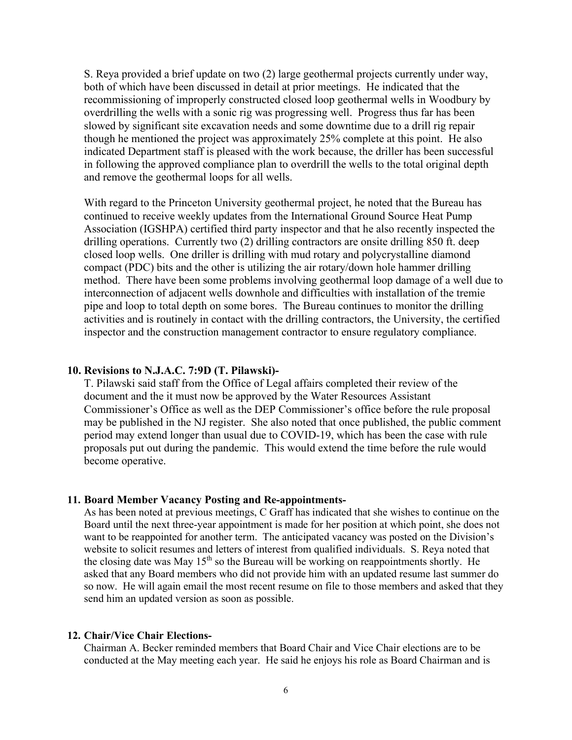S. Reya provided a brief update on two (2) large geothermal projects currently under way, both of which have been discussed in detail at prior meetings. He indicated that the recommissioning of improperly constructed closed loop geothermal wells in Woodbury by overdrilling the wells with a sonic rig was progressing well. Progress thus far has been slowed by significant site excavation needs and some downtime due to a drill rig repair though he mentioned the project was approximately 25% complete at this point. He also indicated Department staff is pleased with the work because, the driller has been successful in following the approved compliance plan to overdrill the wells to the total original depth and remove the geothermal loops for all wells.

With regard to the Princeton University geothermal project, he noted that the Bureau has continued to receive weekly updates from the International Ground Source Heat Pump Association (IGSHPA) certified third party inspector and that he also recently inspected the drilling operations. Currently two (2) drilling contractors are onsite drilling 850 ft. deep closed loop wells. One driller is drilling with mud rotary and polycrystalline diamond compact (PDC) bits and the other is utilizing the air rotary/down hole hammer drilling method. There have been some problems involving geothermal loop damage of a well due to interconnection of adjacent wells downhole and difficulties with installation of the tremie pipe and loop to total depth on some bores. The Bureau continues to monitor the drilling activities and is routinely in contact with the drilling contractors, the University, the certified inspector and the construction management contractor to ensure regulatory compliance.

**10. Revisions to N.J.A.C. 7:9D (T. Pilawski)-**

T. Pilawski said staff from the Office of Legal affairs completed their review of the document and the it must now be approved by the Water Resources Assistant Commissioner's Office as well as the DEP Commissioner's office before the rule proposal may be published in the NJ register. She also noted that once published, the public comment period may extend longer than usual due to COVID-19, which has been the case with rule proposals put out during the pandemic. This would extend the time before the rule would become operative.

**11. Board Member Vacancy Posting and Re-appointments-**

As has been noted at previous meetings, C Graff has indicated that she wishes to continue on the Board until the next three-year appointment is made for her position at which point, she does not want to be reappointed for another term. The anticipated vacancy was posted on the Division's website to solicit resumes and letters of interest from qualified individuals. S. Reya noted that the closing date was May 15th so the Bureau will be working on reappointments shortly. He asked that any Board members who did not provide him with an updated resume last summer do so now. He will again email the most recent resume on file to those members and asked that they send him an updated version as soon as possible.

**12. Chair/Vice Chair Elections-**

Chairman A. Becker reminded members that Board Chair and Vice Chair elections are to be conducted at the May meeting each year. He said he enjoys his role as Board Chairman and is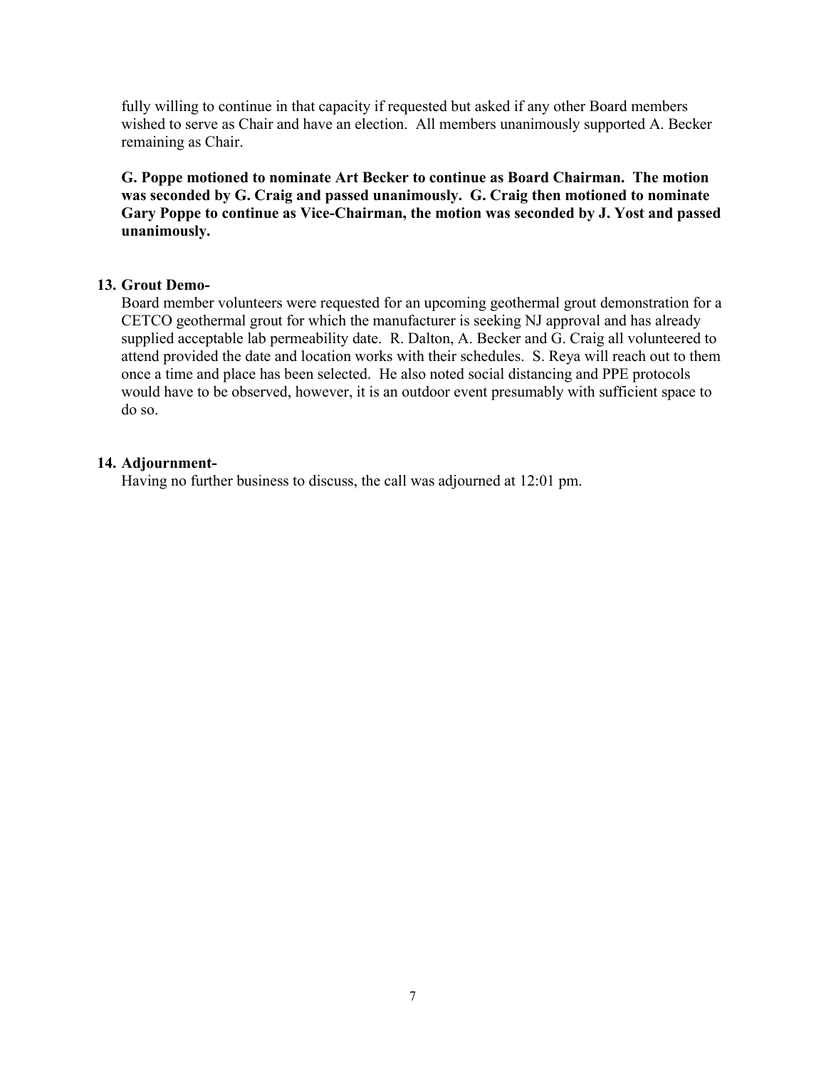fully willing to continue in that capacity if requested but asked if any other Board members wished to serve as Chair and have an election. All members unanimously supported A. Becker remaining as Chair.

**G. Poppe motioned to nominate Art Becker to continue as Board Chairman. The motion was seconded by G. Craig and passed unanimously. G. Craig then motioned to nominate Gary Poppe to continue as Vice-Chairman, the motion was seconded by J. Yost and passed unanimously.**

**13. Grout Demo-**

Board member volunteers were requested for an upcoming geothermal grout demonstration for a CETCO geothermal grout for which the manufacturer is seeking NJ approval and has already supplied acceptable lab permeability date. R. Dalton, A. Becker and G. Craig all volunteered to attend provided the date and location works with their schedules. S. Reya will reach out to them once a time and place has been selected. He also noted social distancing and PPE protocols would have to be observed, however, it is an outdoor event presumably with sufficient space to do so.

**14. Adjournment-**

Having no further business to discuss, the call was adjourned at 12:01 pm.